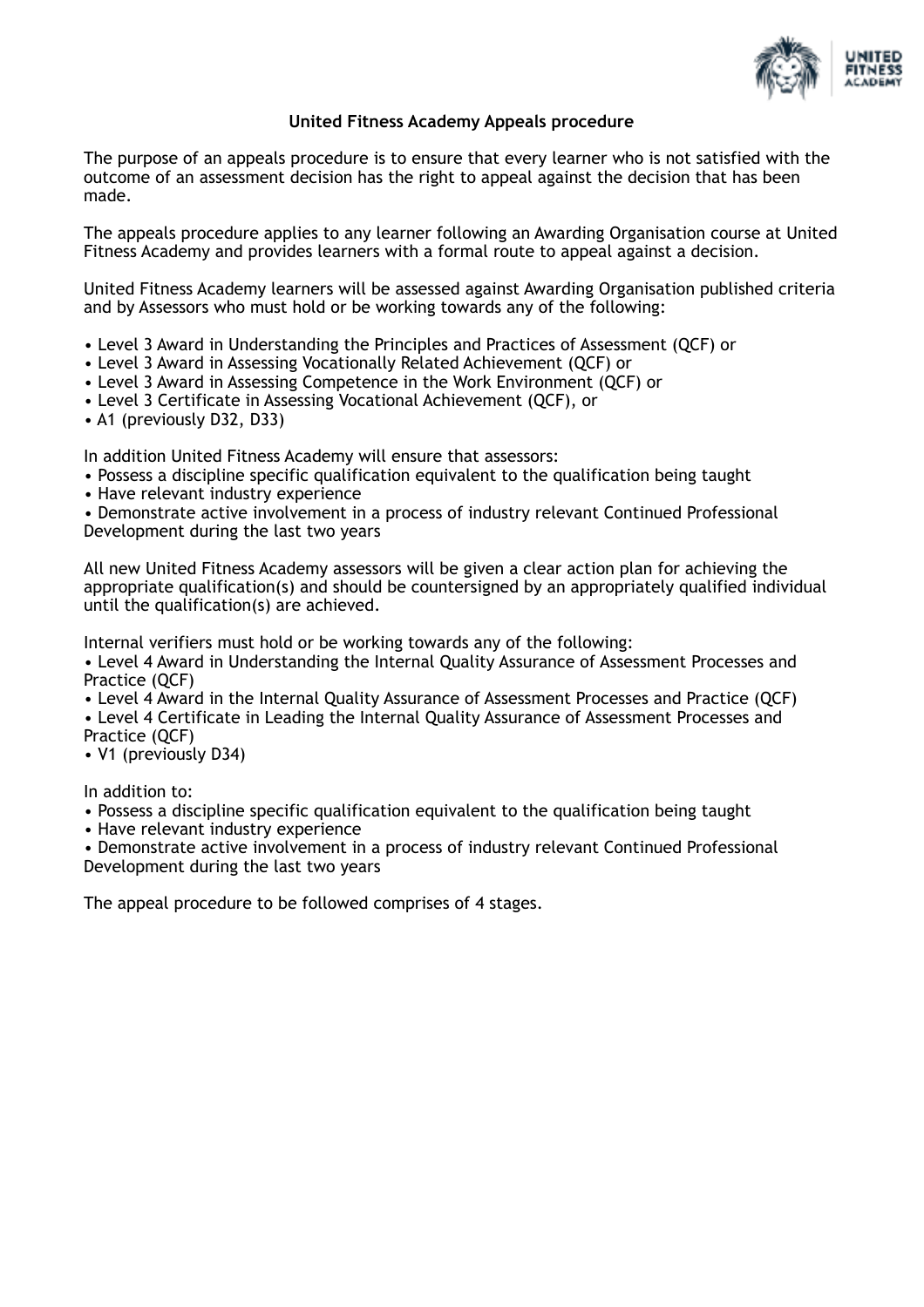# United Fitness Academy Appeals procedure

The purpose of an appeals procedure is to ensure that every learner who is not satisfied with the outcome of an assessment decision has the right to appeal against the decision that has been made.

The appeals procedure applies to any learner following an Awarding Organisation course at United Fitness Academy and provides learners with a formal route to appeal against a decision.

United Fitness Academy learners will be assessed against Awarding Organisation published criteria and by Assessors who must hold or be working towards any of the following:

- Level 3 Award in Understanding the Principles and Practices of Assessment (QCF) or
- Level 3 Award in Assessing Vocationally Related Achievement (QCF) or
- Level 3 Award in Assessing Competence in the Work Environment (QCF) or
- Level 3 Certificate in Assessing Vocational Achievement (QCF), or
- A1 (previously D32, D33)

In addition United Fitness Academy will ensure that assessors:

- Possess a discipline specific qualification equivalent to the qualification being taught
- Have relevant industry experience
- Demonstrate active involvement in a process of industry relevant Continued Professional Development during the last two years

All new United Fitness Academy assessors will be given a clear action plan for achieving the appropriate qualification(s) and should be countersigned by an appropriately qualified individual until the qualification(s) are achieved.

Internal verifiers must hold or be working towards any of the following:

- Level 4 Award in Understanding the Internal Quality Assurance of Assessment Processes and Practice (QCF)
- Level 4 Award in the Internal Quality Assurance of Assessment Processes and Practice (QCF)
- Level 4 Certificate in Leading the Internal Quality Assurance of Assessment Processes and Practice (QCF)
- V1 (previously D34)

In addition to:

- Possess a discipline specific qualification equivalent to the qualification being taught
- Have relevant industry experience
- Demonstrate active involvement in a process of industry relevant Continued Professional Development during the last two years

The appeal procedure to be followed comprises of 4 stages.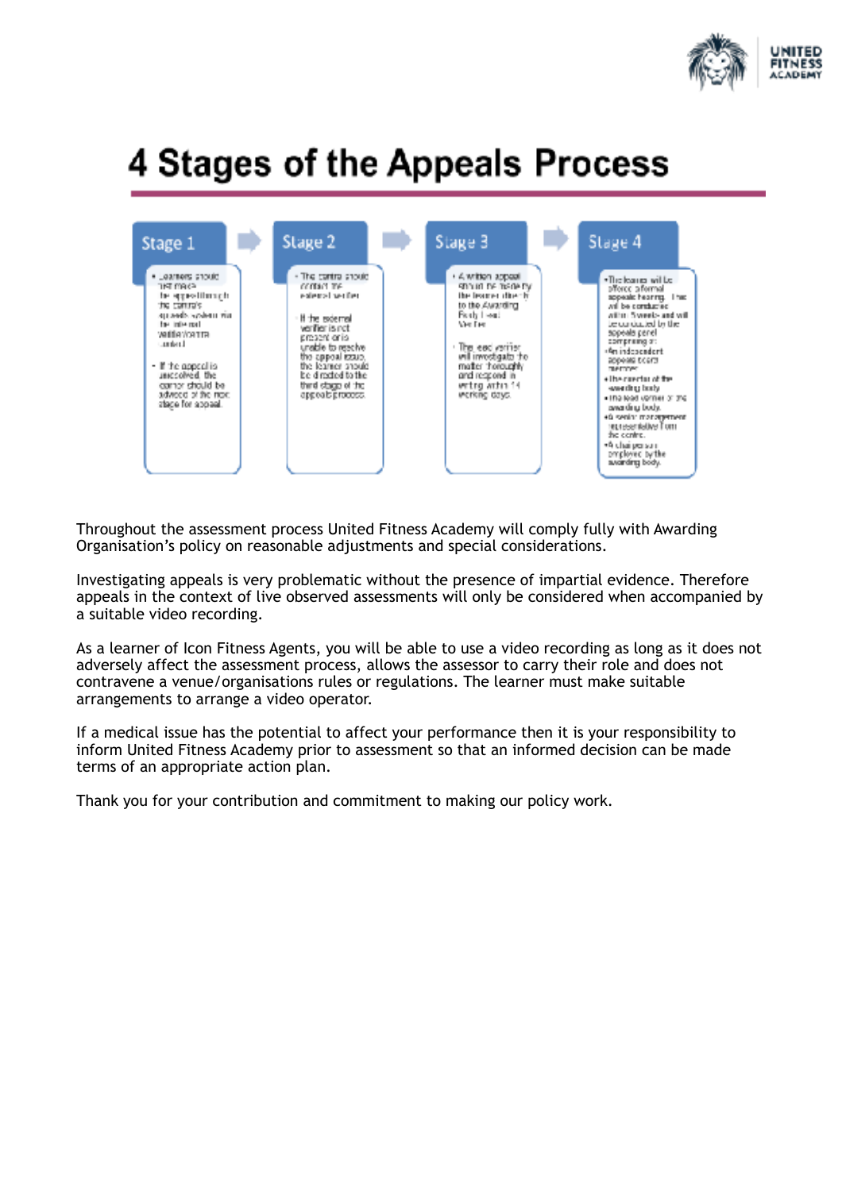# 4 Stages of the Appeals Process

**Stage 1**

- Learners should first make the appeal through the centre's appeals system via the internal verifier/centre contact.
- If the appeal is unresolved, the learner should be advised of the next stage for appeal.

**Stage 2**

- The centre should contact the external verifier.
- If the external verifier is not present or is unable to resolve the appeal issue, the learner should be directed to the third stage of the appeals process.

**Stage 3**

- A written appeal should be made by the learner direct to the Awarding Body head office.
- The lead verifier will investigate the matter thoroughly and respond in writing within 14 working days.

**Stage 4**

- The learner will be offered a formal appeals hearing. This will be conducted within 5 weeks and will be conducted by the appeals panel comprising of:
- An independent appeals board member
- The director of the awarding body
- The lead verifier of the awarding body
- A senior management representative from the centre
- A chairperson employed by the awarding body.

Throughout the assessment process United Fitness Academy will comply fully with Awarding Organisation's policy on reasonable adjustments and special considerations.

Investigating appeals is very problematic without the presence of impartial evidence. Therefore appeals in the context of live observed assessments will only be considered when accompanied by a suitable video recording.

As a learner of Icon Fitness Agents, you will be able to use a video recording as long as it does not adversely affect the assessment process, allows the assessor to carry their role and does not contravene a venue/organisations rules or regulations. The learner must make suitable arrangements to arrange a video operator.

If a medical issue has the potential to affect your performance then it is your responsibility to inform United Fitness Academy prior to assessment so that an informed decision can be made terms of an appropriate action plan.

Thank you for your contribution and commitment to making our policy work.